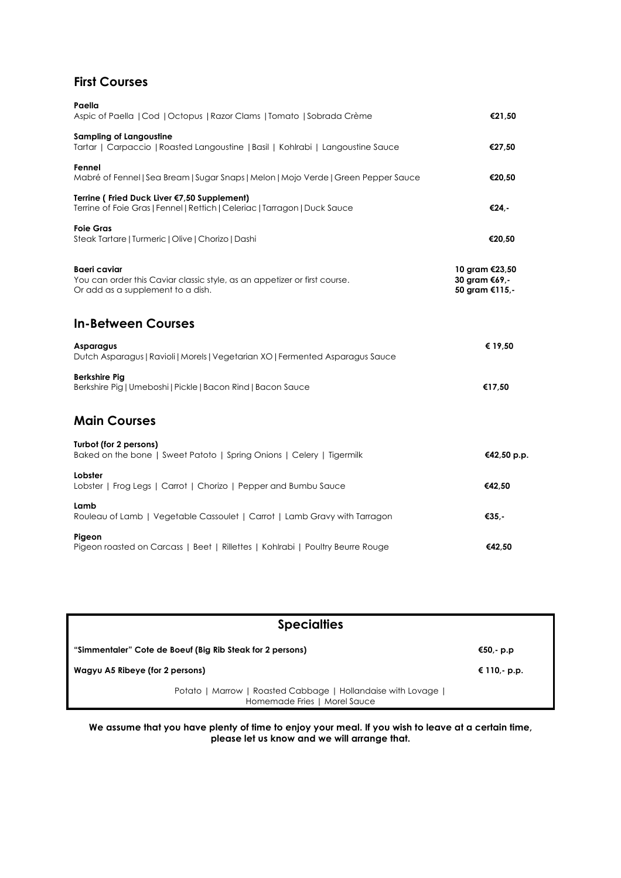## First Courses

**Paella**
Aspic of Paella | Cod | Octopus | Razor Clams | Tomato | Sobrada Crème — **€21,50**

**Sampling of Langoustine**
Tartar | Carpaccio | Roasted Langoustine | Basil | Kohlrabi | Langoustine Sauce — **€27,50**

**Fennel**
Mabré of Fennel | Sea Bream | Sugar Snaps | Melon | Mojo Verde | Green Pepper Sauce — **€20,50**

**Terrine ( Fried Duck Liver €7,50 Supplement)**
Terrine of Foie Gras | Fennel | Rettich | Celeriac | Tarragon | Duck Sauce — **€24,-**

**Foie Gras**
Steak Tartare | Turmeric | Olive | Chorizo | Dashi — **€20,50**

**Baeri caviar**
You can order this Caviar classic style, as an appetizer or first course.
Or add as a supplement to a dish.

**10 gram €23,50**
**30 gram €69,-**
**50 gram €115,-**

## In-Between Courses

**Asparagus**
Dutch Asparagus | Ravioli | Morels | Vegetarian XO | Fermented Asparagus Sauce — **€ 19,50**

**Berkshire Pig**
Berkshire Pig | Umeboshi | Pickle | Bacon Rind | Bacon Sauce — **€17,50**

## Main Courses

**Turbot (for 2 persons)**
Baked on the bone | Sweet Patoto | Spring Onions | Celery | Tigermilk — **€42,50 p.p.**

**Lobster**
Lobster | Frog Legs | Carrot | Chorizo | Pepper and Bumbu Sauce — **€42,50**

**Lamb**
Rouleau of Lamb | Vegetable Cassoulet | Carrot | Lamb Gravy with Tarragon — **€35,-**

**Pigeon**
Pigeon roasted on Carcass | Beet | Rillettes | Kohlrabi | Poultry Beurre Rouge — **€42,50**

## Specialties

**"Simmentaler" Cote de Boeuf (Big Rib Steak for 2 persons)** — **€50,- p.p**

**Wagyu A5 Ribeye (for 2 persons)** — **€ 110,- p.p.**

Potato | Marrow | Roasted Cabbage | Hollandaise with Lovage | Homemade Fries | Morel Sauce

**We assume that you have plenty of time to enjoy your meal. If you wish to leave at a certain time, please let us know and we will arrange that.**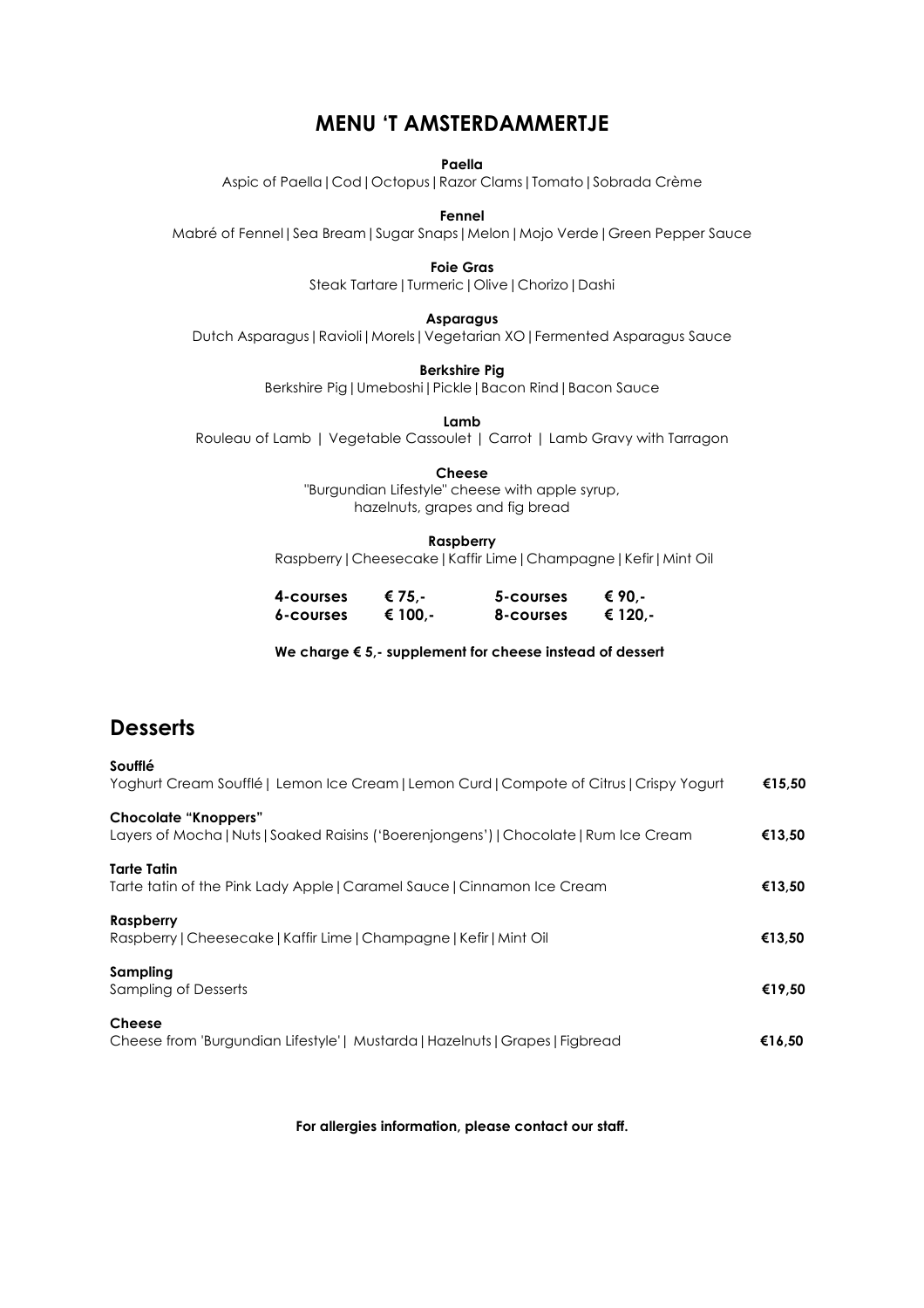## MENU 'T AMSTERDAMMERTJE

**Paella**
Aspic of Paella | Cod | Octopus | Razor Clams | Tomato | Sobrada Crème

**Fennel**
Mabré of Fennel | Sea Bream | Sugar Snaps | Melon | Mojo Verde | Green Pepper Sauce

**Foie Gras**
Steak Tartare | Turmeric | Olive | Chorizo | Dashi

**Asparagus**
Dutch Asparagus | Ravioli | Morels | Vegetarian XO | Fermented Asparagus Sauce

**Berkshire Pig**
Berkshire Pig | Umeboshi | Pickle | Bacon Rind | Bacon Sauce

**Lamb**
Rouleau of Lamb | Vegetable Cassoulet | Carrot | Lamb Gravy with Tarragon

**Cheese**
"Burgundian Lifestyle" cheese with apple syrup, hazelnuts, grapes and fig bread

**Raspberry**
Raspberry | Cheesecake | Kaffir Lime | Champagne | Kefir | Mint Oil

| | | | |
|---|---|---|---|
| **4-courses** | **€ 75,-** | **5-courses** | **€ 90,-** |
| **6-courses** | **€ 100,-** | **8-courses** | **€ 120,-** |

**We charge € 5,- supplement for cheese instead of dessert**

## Desserts

**Soufflé**
Yoghurt Cream Soufflé | Lemon Ice Cream | Lemon Curd | Compote of Citrus | Crispy Yogurt — **€15,50**

**Chocolate "Knoppers"**
Layers of Mocha | Nuts | Soaked Raisins ('Boerenjongens') | Chocolate | Rum Ice Cream — **€13,50**

**Tarte Tatin**
Tarte tatin of the Pink Lady Apple | Caramel Sauce | Cinnamon Ice Cream — **€13,50**

**Raspberry**
Raspberry | Cheesecake | Kaffir Lime | Champagne | Kefir | Mint Oil — **€13,50**

**Sampling**
Sampling of Desserts — **€19,50**

**Cheese**
Cheese from 'Burgundian Lifestyle' | Mustarda | Hazelnuts | Grapes | Figbread — **€16,50**

**For allergies information, please contact our staff.**